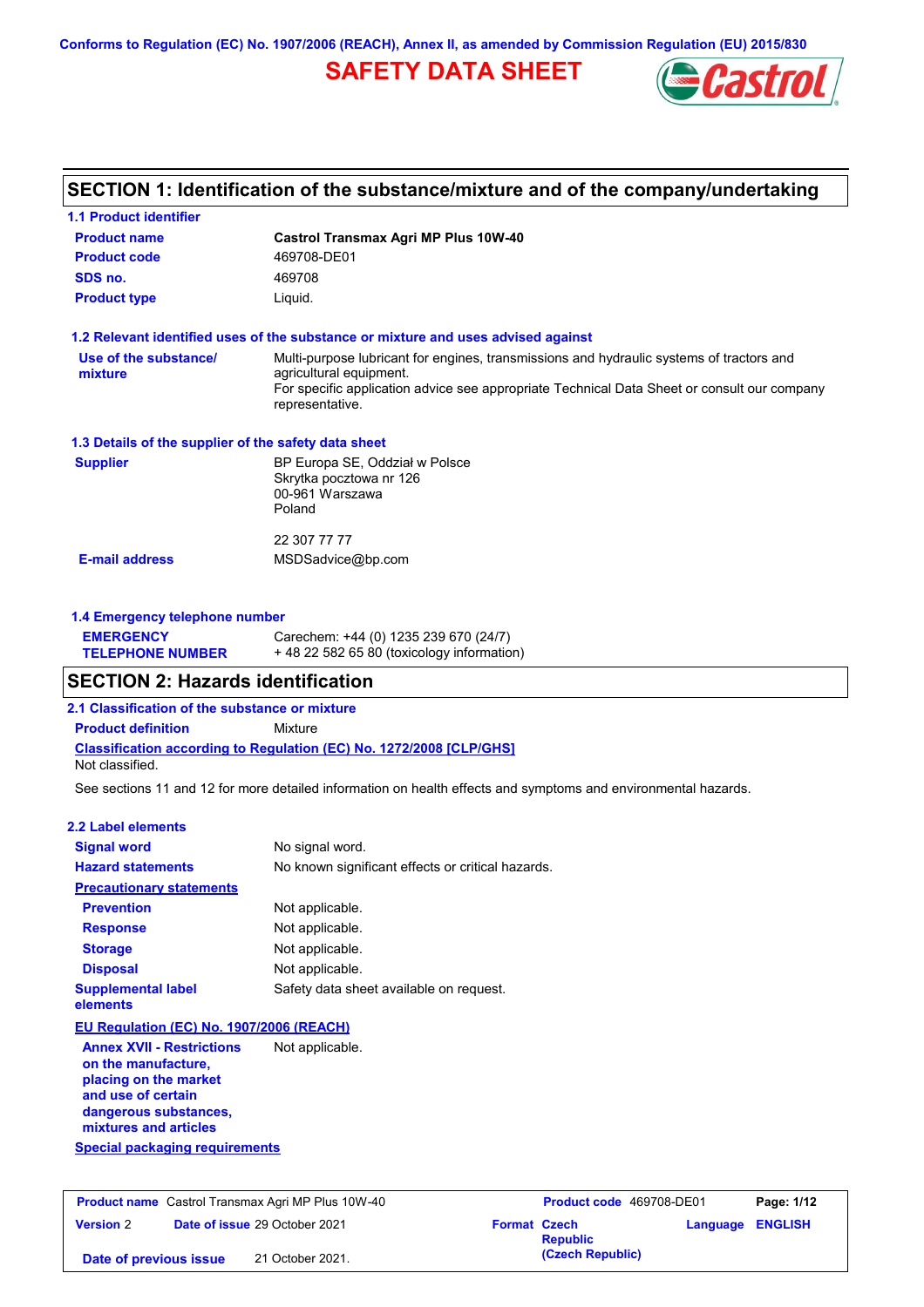Conforms to Regulation (EC) No. 1907/2006 (REACH), Annex II, as amended by Commission Regulation (EU) 2015/830

# SAFETY DATA SHEET

## SECTION 1: Identification of the substance/mixture and of the company/undertaking

### 1.1 Product identifier

**Product name** Castrol Transmax Agri MP Plus 10W-40

**Product code** 469708-DE01

**SDS no.** 469708

**Product type** Liquid.

### 1.2 Relevant identified uses of the substance or mixture and uses advised against

**Use of the substance/ mixture** Multi-purpose lubricant for engines, transmissions and hydraulic systems of tractors and agricultural equipment.
For specific application advice see appropriate Technical Data Sheet or consult our company representative.

### 1.3 Details of the supplier of the safety data sheet

**Supplier** BP Europa SE, Oddział w Polsce
Skrytka pocztowa nr 126
00-961 Warszawa
Poland

22 307 77 77

**E-mail address** MSDSadvice@bp.com

### 1.4 Emergency telephone number

**EMERGENCY TELEPHONE NUMBER** Carechem: +44 (0) 1235 239 670 (24/7)
+ 48 22 582 65 80 (toxicology information)

## SECTION 2: Hazards identification

### 2.1 Classification of the substance or mixture

**Product definition** Mixture

**Classification according to Regulation (EC) No. 1272/2008 [CLP/GHS]**
Not classified.

See sections 11 and 12 for more detailed information on health effects and symptoms and environmental hazards.

### 2.2 Label elements

**Signal word** No signal word.

**Hazard statements** No known significant effects or critical hazards.

**Precautionary statements**

**Prevention** Not applicable.

**Response** Not applicable.

**Storage** Not applicable.

**Disposal** Not applicable.

**Supplemental label elements** Safety data sheet available on request.

**EU Regulation (EC) No. 1907/2006 (REACH)**

**Annex XVII - Restrictions on the manufacture, placing on the market and use of certain dangerous substances, mixtures and articles** Not applicable.

**Special packaging requirements**

| Product name Castrol Transmax Agri MP Plus 10W-40 | | Product code 469708-DE01 | |
|---|---|---|---|
| Version 2 | Date of issue 29 October 2021 | Format Czech Republic (Czech Republic) | Language ENGLISH |
| Date of previous issue | 21 October 2021. | | |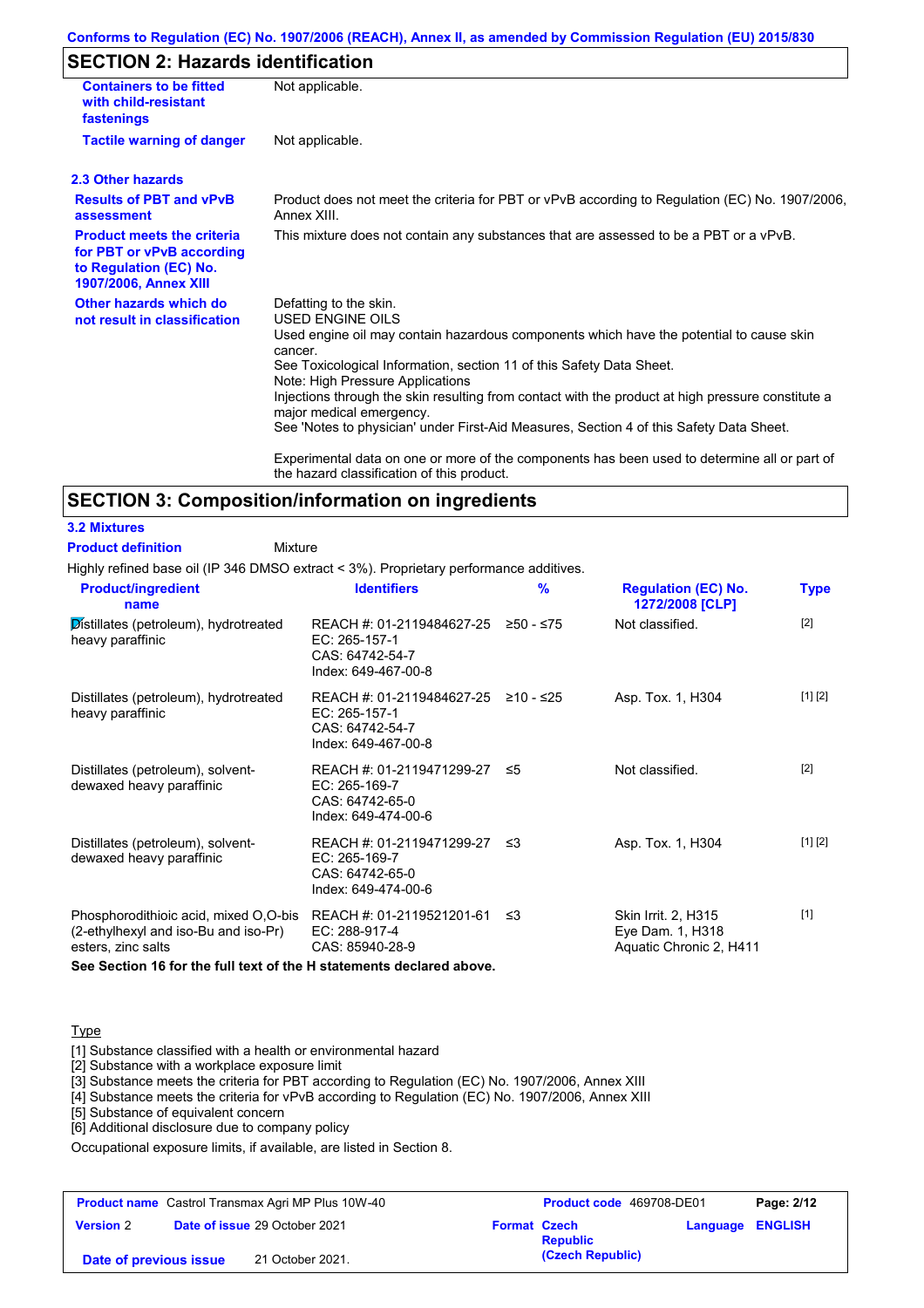## SECTION 2: Hazards identification

| | |
|---|---|
| **Containers to be fitted with child-resistant fastenings** | Not applicable. |
| **Tactile warning of danger** | Not applicable. |

### 2.3 Other hazards

| | |
|---|---|
| **Results of PBT and vPvB assessment** | Product does not meet the criteria for PBT or vPvB according to Regulation (EC) No. 1907/2006, Annex XIII. |
| **Product meets the criteria for PBT or vPvB according to Regulation (EC) No. 1907/2006, Annex XIII** | This mixture does not contain any substances that are assessed to be a PBT or a vPvB. |
| **Other hazards which do not result in classification** | Defatting to the skin.<br>USED ENGINE OILS<br>Used engine oil may contain hazardous components which have the potential to cause skin cancer.<br>See Toxicological Information, section 11 of this Safety Data Sheet.<br>Note: High Pressure Applications<br>Injections through the skin resulting from contact with the product at high pressure constitute a major medical emergency.<br>See 'Notes to physician' under First-Aid Measures, Section 4 of this Safety Data Sheet.<br><br>Experimental data on one or more of the components has been used to determine all or part of the hazard classification of this product. |

## SECTION 3: Composition/information on ingredients

### 3.2 Mixtures

**Product definition** Mixture

Highly refined base oil (IP 346 DMSO extract < 3%). Proprietary performance additives.

| Product/ingredient name | Identifiers | % | Regulation (EC) No. 1272/2008 [CLP] | Type |
|---|---|---|---|---|
| Distillates (petroleum), hydrotreated heavy paraffinic | REACH #: 01-2119484627-25<br>EC: 265-157-1<br>CAS: 64742-54-7<br>Index: 649-467-00-8 | ≥50 - ≤75 | Not classified. | [2] |
| Distillates (petroleum), hydrotreated heavy paraffinic | REACH #: 01-2119484627-25<br>EC: 265-157-1<br>CAS: 64742-54-7<br>Index: 649-467-00-8 | ≥10 - ≤25 | Asp. Tox. 1, H304 | [1] [2] |
| Distillates (petroleum), solvent-dewaxed heavy paraffinic | REACH #: 01-2119471299-27<br>EC: 265-169-7<br>CAS: 64742-65-0<br>Index: 649-474-00-6 | ≤5 | Not classified. | [2] |
| Distillates (petroleum), solvent-dewaxed heavy paraffinic | REACH #: 01-2119471299-27<br>EC: 265-169-7<br>CAS: 64742-65-0<br>Index: 649-474-00-6 | ≤3 | Asp. Tox. 1, H304 | [1] [2] |
| Phosphorodithioic acid, mixed O,O-bis (2-ethylhexyl and iso-Bu and iso-Pr) esters, zinc salts | REACH #: 01-2119521201-61<br>EC: 288-917-4<br>CAS: 85940-28-9 | ≤3 | Skin Irrit. 2, H315<br>Eye Dam. 1, H318<br>Aquatic Chronic 2, H411 | [1] |

**See Section 16 for the full text of the H statements declared above.**

Type

[1] Substance classified with a health or environmental hazard
[2] Substance with a workplace exposure limit
[3] Substance meets the criteria for PBT according to Regulation (EC) No. 1907/2006, Annex XIII
[4] Substance meets the criteria for vPvB according to Regulation (EC) No. 1907/2006, Annex XIII
[5] Substance of equivalent concern
[6] Additional disclosure due to company policy

Occupational exposure limits, if available, are listed in Section 8.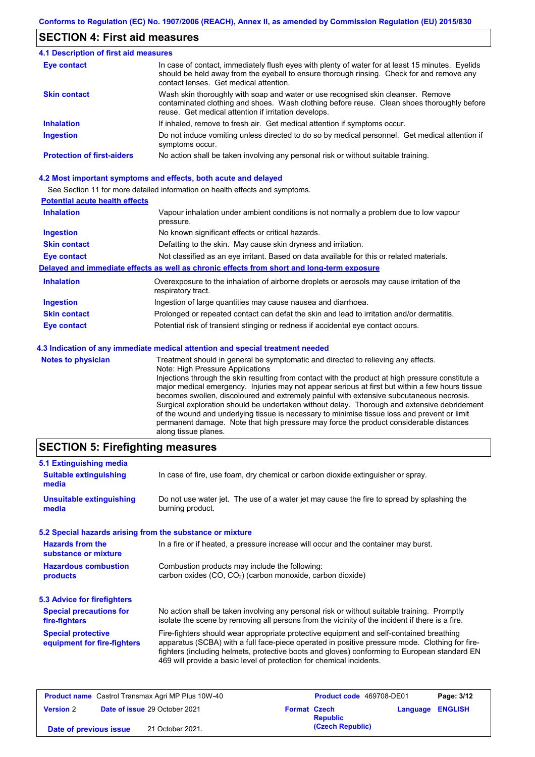## SECTION 4: First aid measures

### 4.1 Description of first aid measures

| | |
|---|---|
| **Eye contact** | In case of contact, immediately flush eyes with plenty of water for at least 15 minutes. Eyelids should be held away from the eyeball to ensure thorough rinsing. Check for and remove any contact lenses. Get medical attention. |
| **Skin contact** | Wash skin thoroughly with soap and water or use recognised skin cleanser. Remove contaminated clothing and shoes. Wash clothing before reuse. Clean shoes thoroughly before reuse. Get medical attention if irritation develops. |
| **Inhalation** | If inhaled, remove to fresh air. Get medical attention if symptoms occur. |
| **Ingestion** | Do not induce vomiting unless directed to do so by medical personnel. Get medical attention if symptoms occur. |
| **Protection of first-aiders** | No action shall be taken involving any personal risk or without suitable training. |

### 4.2 Most important symptoms and effects, both acute and delayed

See Section 11 for more detailed information on health effects and symptoms.

**Potential acute health effects**

| | |
|---|---|
| **Inhalation** | Vapour inhalation under ambient conditions is not normally a problem due to low vapour pressure. |
| **Ingestion** | No known significant effects or critical hazards. |
| **Skin contact** | Defatting to the skin. May cause skin dryness and irritation. |
| **Eye contact** | Not classified as an eye irritant. Based on data available for this or related materials. |

**Delayed and immediate effects as well as chronic effects from short and long-term exposure**

| | |
|---|---|
| **Inhalation** | Overexposure to the inhalation of airborne droplets or aerosols may cause irritation of the respiratory tract. |
| **Ingestion** | Ingestion of large quantities may cause nausea and diarrhoea. |
| **Skin contact** | Prolonged or repeated contact can defat the skin and lead to irritation and/or dermatitis. |
| **Eye contact** | Potential risk of transient stinging or redness if accidental eye contact occurs. |

### 4.3 Indication of any immediate medical attention and special treatment needed

| | |
|---|---|
| **Notes to physician** | Treatment should in general be symptomatic and directed to relieving any effects. Note: High Pressure Applications Injections through the skin resulting from contact with the product at high pressure constitute a major medical emergency. Injuries may not appear serious at first but within a few hours tissue becomes swollen, discoloured and extremely painful with extensive subcutaneous necrosis. Surgical exploration should be undertaken without delay. Thorough and extensive debridement of the wound and underlying tissue is necessary to minimise tissue loss and prevent or limit permanent damage. Note that high pressure may force the product considerable distances along tissue planes. |

## SECTION 5: Firefighting measures

### 5.1 Extinguishing media

| | |
|---|---|
| **Suitable extinguishing media** | In case of fire, use foam, dry chemical or carbon dioxide extinguisher or spray. |
| **Unsuitable extinguishing media** | Do not use water jet. The use of a water jet may cause the fire to spread by splashing the burning product. |

### 5.2 Special hazards arising from the substance or mixture

| | |
|---|---|
| **Hazards from the substance or mixture** | In a fire or if heated, a pressure increase will occur and the container may burst. |
| **Hazardous combustion products** | Combustion products may include the following: carbon oxides (CO, $CO_2$) (carbon monoxide, carbon dioxide) |

### 5.3 Advice for firefighters

| | |
|---|---|
| **Special precautions for fire-fighters** | No action shall be taken involving any personal risk or without suitable training. Promptly isolate the scene by removing all persons from the vicinity of the incident if there is a fire. |
| **Special protective equipment for fire-fighters** | Fire-fighters should wear appropriate protective equipment and self-contained breathing apparatus (SCBA) with a full face-piece operated in positive pressure mode. Clothing for fire-fighters (including helmets, protective boots and gloves) conforming to European standard EN 469 will provide a basic level of protection for chemical incidents. |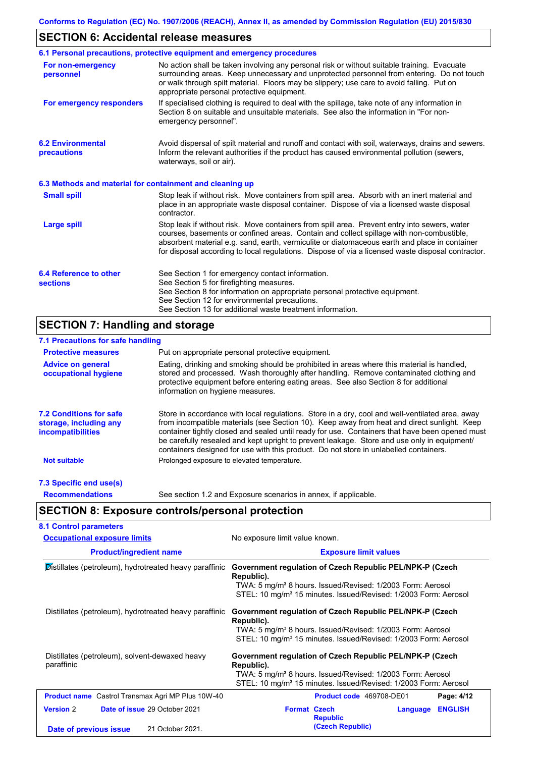## SECTION 6: Accidental release measures

### 6.1 Personal precautions, protective equipment and emergency procedures

**For non-emergency personnel**

No action shall be taken involving any personal risk or without suitable training. Evacuate surrounding areas. Keep unnecessary and unprotected personnel from entering. Do not touch or walk through spilt material. Floors may be slippery; use care to avoid falling. Put on appropriate personal protective equipment.

**For emergency responders**

If specialised clothing is required to deal with the spillage, take note of any information in Section 8 on suitable and unsuitable materials. See also the information in "For non-emergency personnel".

### 6.2 Environmental precautions

Avoid dispersal of spilt material and runoff and contact with soil, waterways, drains and sewers. Inform the relevant authorities if the product has caused environmental pollution (sewers, waterways, soil or air).

### 6.3 Methods and material for containment and cleaning up

**Small spill**

Stop leak if without risk. Move containers from spill area. Absorb with an inert material and place in an appropriate waste disposal container. Dispose of via a licensed waste disposal contractor.

**Large spill**

Stop leak if without risk. Move containers from spill area. Prevent entry into sewers, water courses, basements or confined areas. Contain and collect spillage with non-combustible, absorbent material e.g. sand, earth, vermiculite or diatomaceous earth and place in container for disposal according to local regulations. Dispose of via a licensed waste disposal contractor.

### 6.4 Reference to other sections

See Section 1 for emergency contact information.
See Section 5 for firefighting measures.
See Section 8 for information on appropriate personal protective equipment.
See Section 12 for environmental precautions.
See Section 13 for additional waste treatment information.

## SECTION 7: Handling and storage

### 7.1 Precautions for safe handling

**Protective measures**

Put on appropriate personal protective equipment.

**Advice on general occupational hygiene**

Eating, drinking and smoking should be prohibited in areas where this material is handled, stored and processed. Wash thoroughly after handling. Remove contaminated clothing and protective equipment before entering eating areas. See also Section 8 for additional information on hygiene measures.

### 7.2 Conditions for safe storage, including any incompatibilities

Store in accordance with local regulations. Store in a dry, cool and well-ventilated area, away from incompatible materials (see Section 10). Keep away from heat and direct sunlight. Keep container tightly closed and sealed until ready for use. Containers that have been opened must be carefully resealed and kept upright to prevent leakage. Store and use only in equipment/ containers designed for use with this product. Do not store in unlabelled containers.

**Not suitable**

Prolonged exposure to elevated temperature.

### 7.3 Specific end use(s)

**Recommendations**

See section 1.2 and Exposure scenarios in annex, if applicable.

## SECTION 8: Exposure controls/personal protection

### 8.1 Control parameters

**Occupational exposure limits**

No exposure limit value known.

| Product/ingredient name | Exposure limit values |
|---|---|
| Distillates (petroleum), hydrotreated heavy paraffinic | **Government regulation of Czech Republic PEL/NPK-P (Czech Republic).**<br>TWA: 5 mg/m³ 8 hours. Issued/Revised: 1/2003 Form: Aerosol<br>STEL: 10 mg/m³ 15 minutes. Issued/Revised: 1/2003 Form: Aerosol |
| Distillates (petroleum), hydrotreated heavy paraffinic | **Government regulation of Czech Republic PEL/NPK-P (Czech Republic).**<br>TWA: 5 mg/m³ 8 hours. Issued/Revised: 1/2003 Form: Aerosol<br>STEL: 10 mg/m³ 15 minutes. Issued/Revised: 1/2003 Form: Aerosol |
| Distillates (petroleum), solvent-dewaxed heavy paraffinic | **Government regulation of Czech Republic PEL/NPK-P (Czech Republic).**<br>TWA: 5 mg/m³ 8 hours. Issued/Revised: 1/2003 Form: Aerosol<br>STEL: 10 mg/m³ 15 minutes. Issued/Revised: 1/2003 Form: Aerosol |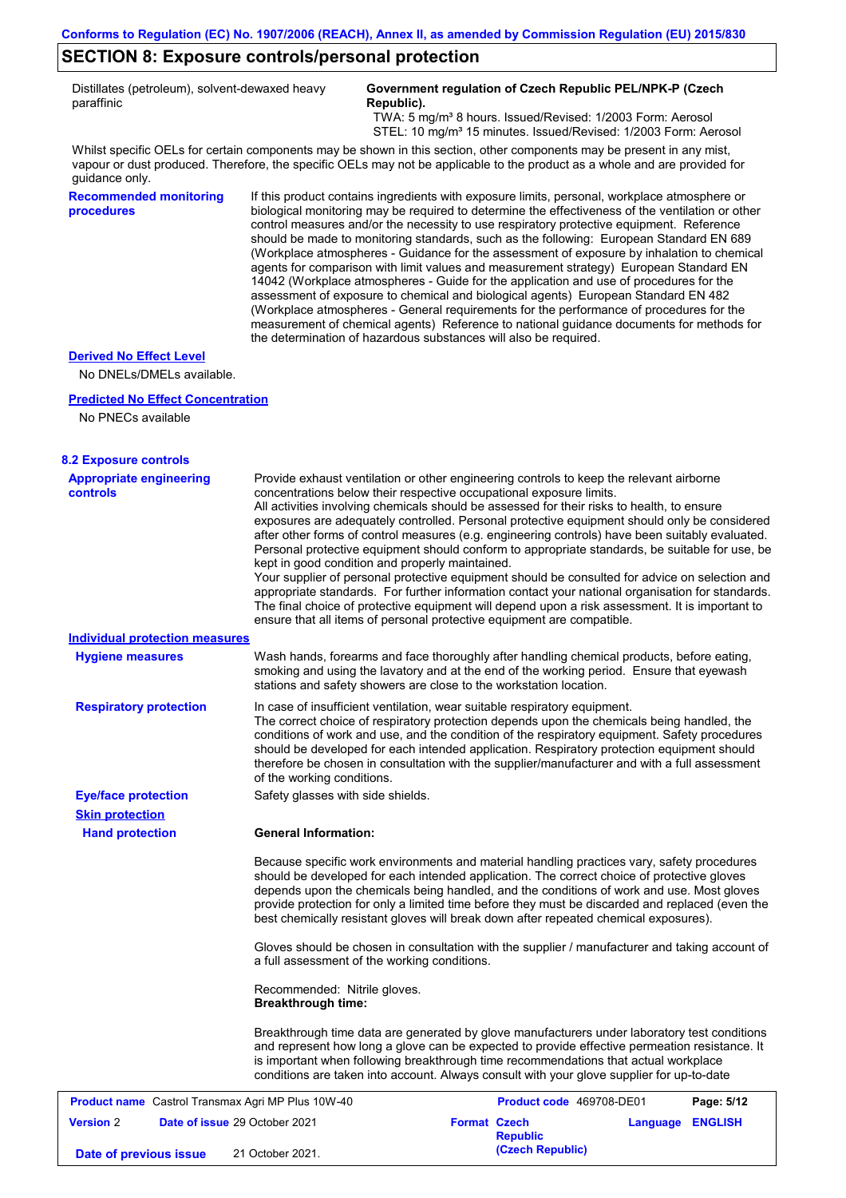## SECTION 8: Exposure controls/personal protection

| | |
|---|---|
| Distillates (petroleum), solvent-dewaxed heavy paraffinic | **Government regulation of Czech Republic PEL/NPK-P (Czech Republic).**<br>TWA: 5 mg/m³ 8 hours. Issued/Revised: 1/2003 Form: Aerosol<br>STEL: 10 mg/m³ 15 minutes. Issued/Revised: 1/2003 Form: Aerosol |

Whilst specific OELs for certain components may be shown in this section, other components may be present in any mist, vapour or dust produced. Therefore, the specific OELs may not be applicable to the product as a whole and are provided for guidance only.

**Recommended monitoring procedures**

If this product contains ingredients with exposure limits, personal, workplace atmosphere or biological monitoring may be required to determine the effectiveness of the ventilation or other control measures and/or the necessity to use respiratory protective equipment. Reference should be made to monitoring standards, such as the following: European Standard EN 689 (Workplace atmospheres - Guidance for the assessment of exposure by inhalation to chemical agents for comparison with limit values and measurement strategy) European Standard EN 14042 (Workplace atmospheres - Guide for the application and use of procedures for the assessment of exposure to chemical and biological agents) European Standard EN 482 (Workplace atmospheres - General requirements for the performance of procedures for the measurement of chemical agents) Reference to national guidance documents for methods for the determination of hazardous substances will also be required.

**Derived No Effect Level**

No DNELs/DMELs available.

**Predicted No Effect Concentration**

No PNECs available

### 8.2 Exposure controls

**Appropriate engineering controls**

Provide exhaust ventilation or other engineering controls to keep the relevant airborne concentrations below their respective occupational exposure limits.
All activities involving chemicals should be assessed for their risks to health, to ensure exposures are adequately controlled. Personal protective equipment should only be considered after other forms of control measures (e.g. engineering controls) have been suitably evaluated. Personal protective equipment should conform to appropriate standards, be suitable for use, be kept in good condition and properly maintained.
Your supplier of personal protective equipment should be consulted for advice on selection and appropriate standards. For further information contact your national organisation for standards.
The final choice of protective equipment will depend upon a risk assessment. It is important to ensure that all items of personal protective equipment are compatible.

**Individual protection measures**

**Hygiene measures**

Wash hands, forearms and face thoroughly after handling chemical products, before eating, smoking and using the lavatory and at the end of the working period. Ensure that eyewash stations and safety showers are close to the workstation location.

**Respiratory protection**

In case of insufficient ventilation, wear suitable respiratory equipment.
The correct choice of respiratory protection depends upon the chemicals being handled, the conditions of work and use, and the condition of the respiratory equipment. Safety procedures should be developed for each intended application. Respiratory protection equipment should therefore be chosen in consultation with the supplier/manufacturer and with a full assessment of the working conditions.

**Eye/face protection**

Safety glasses with side shields.

**Skin protection**

**Hand protection**

**General Information:**

Because specific work environments and material handling practices vary, safety procedures should be developed for each intended application. The correct choice of protective gloves depends upon the chemicals being handled, and the conditions of work and use. Most gloves provide protection for only a limited time before they must be discarded and replaced (even the best chemically resistant gloves will break down after repeated chemical exposures).

Gloves should be chosen in consultation with the supplier / manufacturer and taking account of a full assessment of the working conditions.

Recommended: Nitrile gloves.
**Breakthrough time:**

Breakthrough time data are generated by glove manufacturers under laboratory test conditions and represent how long a glove can be expected to provide effective permeation resistance. It is important when following breakthrough time recommendations that actual workplace conditions are taken into account. Always consult with your glove supplier for up-to-date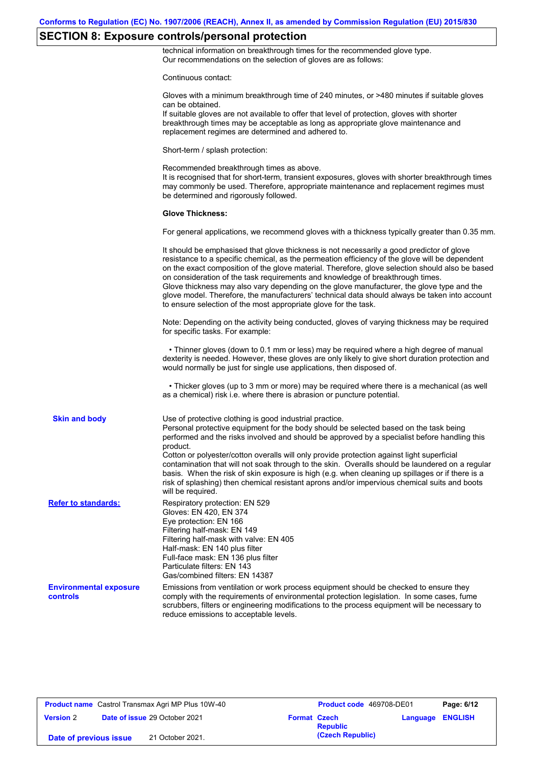## SECTION 8: Exposure controls/personal protection

technical information on breakthrough times for the recommended glove type.
Our recommendations on the selection of gloves are as follows:

Continuous contact:

Gloves with a minimum breakthrough time of 240 minutes, or >480 minutes if suitable gloves can be obtained.
If suitable gloves are not available to offer that level of protection, gloves with shorter breakthrough times may be acceptable as long as appropriate glove maintenance and replacement regimes are determined and adhered to.

Short-term / splash protection:

Recommended breakthrough times as above.
It is recognised that for short-term, transient exposures, gloves with shorter breakthrough times may commonly be used. Therefore, appropriate maintenance and replacement regimes must be determined and rigorously followed.

**Glove Thickness:**

For general applications, we recommend gloves with a thickness typically greater than 0.35 mm.

It should be emphasised that glove thickness is not necessarily a good predictor of glove resistance to a specific chemical, as the permeation efficiency of the glove will be dependent on the exact composition of the glove material. Therefore, glove selection should also be based on consideration of the task requirements and knowledge of breakthrough times.
Glove thickness may also vary depending on the glove manufacturer, the glove type and the glove model. Therefore, the manufacturers' technical data should always be taken into account to ensure selection of the most appropriate glove for the task.

Note: Depending on the activity being conducted, gloves of varying thickness may be required for specific tasks. For example:

- Thinner gloves (down to 0.1 mm or less) may be required where a high degree of manual dexterity is needed. However, these gloves are only likely to give short duration protection and would normally be just for single use applications, then disposed of.

- Thicker gloves (up to 3 mm or more) may be required where there is a mechanical (as well as a chemical) risk i.e. where there is abrasion or puncture potential.

**Skin and body**

Use of protective clothing is good industrial practice.
Personal protective equipment for the body should be selected based on the task being performed and the risks involved and should be approved by a specialist before handling this product.
Cotton or polyester/cotton overalls will only provide protection against light superficial contamination that will not soak through to the skin. Overalls should be laundered on a regular basis. When the risk of skin exposure is high (e.g. when cleaning up spillages or if there is a risk of splashing) then chemical resistant aprons and/or impervious chemical suits and boots will be required.

**Refer to standards:**

Respiratory protection: EN 529
Gloves: EN 420, EN 374
Eye protection: EN 166
Filtering half-mask: EN 149
Filtering half-mask with valve: EN 405
Half-mask: EN 140 plus filter
Full-face mask: EN 136 plus filter
Particulate filters: EN 143
Gas/combined filters: EN 14387

**Environmental exposure controls**

Emissions from ventilation or work process equipment should be checked to ensure they comply with the requirements of environmental protection legislation. In some cases, fume scrubbers, filters or engineering modifications to the process equipment will be necessary to reduce emissions to acceptable levels.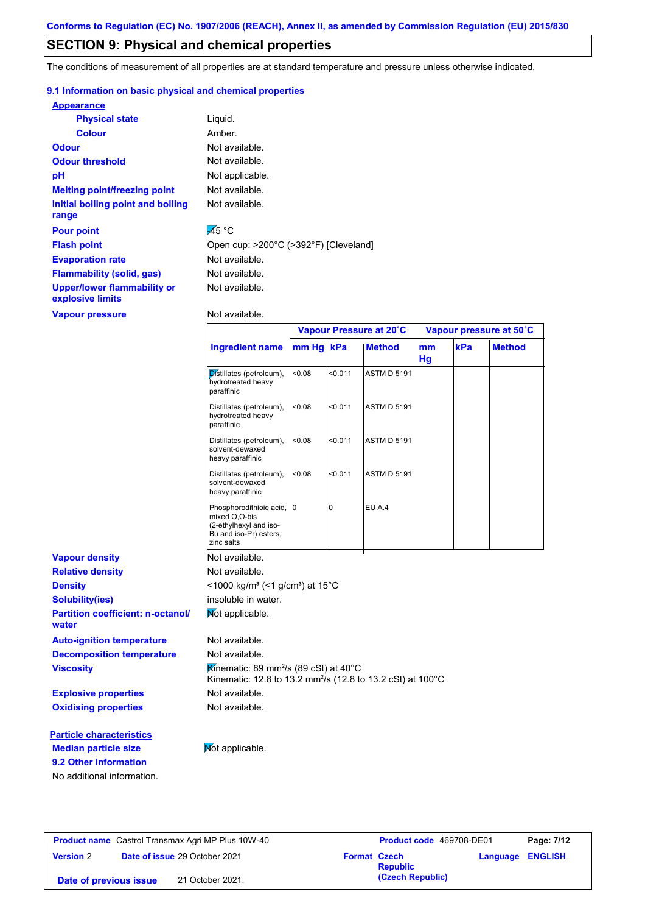Conforms to Regulation (EC) No. 1907/2006 (REACH), Annex II, as amended by Commission Regulation (EU) 2015/830

# SECTION 9: Physical and chemical properties

The conditions of measurement of all properties are at standard temperature and pressure unless otherwise indicated.

## 9.1 Information on basic physical and chemical properties

**Appearance**

| | |
|---|---|
| **Physical state** | Liquid. |
| **Colour** | Amber. |
| **Odour** | Not available. |
| **Odour threshold** | Not available. |
| **pH** | Not applicable. |
| **Melting point/freezing point** | Not available. |
| **Initial boiling point and boiling range** | Not available. |
| **Pour point** | -45 °C |
| **Flash point** | Open cup: >200°C (>392°F) [Cleveland] |
| **Evaporation rate** | Not available. |
| **Flammability (solid, gas)** | Not available. |
| **Upper/lower flammability or explosive limits** | Not available. |
| **Vapour pressure** | Not available. |

| | Vapour Pressure at 20˚C | | | Vapour pressure at 50˚C | | |
|---|---|---|---|---|---|---|
| **Ingredient name** | **mm Hg** | **kPa** | **Method** | **mm Hg** | **kPa** | **Method** |
| Distillates (petroleum), hydrotreated heavy paraffinic | <0.08 | <0.011 | ASTM D 5191 | | | |
| Distillates (petroleum), hydrotreated heavy paraffinic | <0.08 | <0.011 | ASTM D 5191 | | | |
| Distillates (petroleum), solvent-dewaxed heavy paraffinic | <0.08 | <0.011 | ASTM D 5191 | | | |
| Distillates (petroleum), solvent-dewaxed heavy paraffinic | <0.08 | <0.011 | ASTM D 5191 | | | |
| Phosphorodithioic acid, mixed O,O-bis (2-ethylhexyl and iso-Bu and iso-Pr) esters, zinc salts | 0 | 0 | EU A.4 | | | |

| | |
|---|---|
| **Vapour density** | Not available. |
| **Relative density** | Not available. |
| **Density** | <1000 kg/m³ (<1 g/cm³) at 15°C |
| **Solubility(ies)** | insoluble in water. |
| **Partition coefficient: n-octanol/ water** | Not applicable. |
| **Auto-ignition temperature** | Not available. |
| **Decomposition temperature** | Not available. |
| **Viscosity** | Kinematic: 89 mm²/s (89 cSt) at 40°C<br>Kinematic: 12.8 to 13.2 mm²/s (12.8 to 13.2 cSt) at 100°C |
| **Explosive properties** | Not available. |
| **Oxidising properties** | Not available. |

**Particle characteristics**

| | |
|---|---|
| **Median particle size** | Not applicable. |

## 9.2 Other information

No additional information.

| | | | |
|---|---|---|---|
| **Product name** Castrol Transmax Agri MP Plus 10W-40 | | **Product code** 469708-DE01 | **Page: 7/12** |
| **Version** 2 | **Date of issue** 29 October 2021 | **Format** Czech Republic (Czech Republic) | **Language** ENGLISH |
| **Date of previous issue** | 21 October 2021. | | |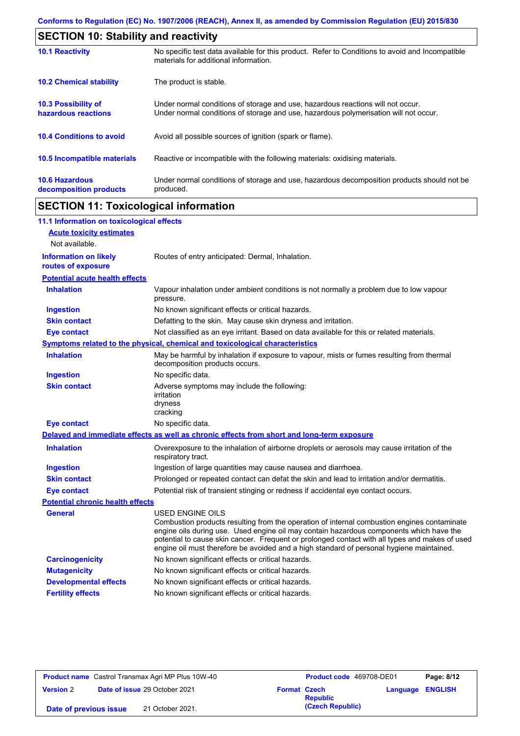Conforms to Regulation (EC) No. 1907/2006 (REACH), Annex II, as amended by Commission Regulation (EU) 2015/830

## SECTION 10: Stability and reactivity

| | |
|---|---|
| **10.1 Reactivity** | No specific test data available for this product. Refer to Conditions to avoid and Incompatible materials for additional information. |
| **10.2 Chemical stability** | The product is stable. |
| **10.3 Possibility of hazardous reactions** | Under normal conditions of storage and use, hazardous reactions will not occur. Under normal conditions of storage and use, hazardous polymerisation will not occur. |
| **10.4 Conditions to avoid** | Avoid all possible sources of ignition (spark or flame). |
| **10.5 Incompatible materials** | Reactive or incompatible with the following materials: oxidising materials. |
| **10.6 Hazardous decomposition products** | Under normal conditions of storage and use, hazardous decomposition products should not be produced. |

## SECTION 11: Toxicological information

### 11.1 Information on toxicological effects

**Acute toxicity estimates**

Not available.

| | |
|---|---|
| **Information on likely routes of exposure** | Routes of entry anticipated: Dermal, Inhalation. |

**Potential acute health effects**

| | |
|---|---|
| **Inhalation** | Vapour inhalation under ambient conditions is not normally a problem due to low vapour pressure. |
| **Ingestion** | No known significant effects or critical hazards. |
| **Skin contact** | Defatting to the skin. May cause skin dryness and irritation. |
| **Eye contact** | Not classified as an eye irritant. Based on data available for this or related materials. |

**Symptoms related to the physical, chemical and toxicological characteristics**

| | |
|---|---|
| **Inhalation** | May be harmful by inhalation if exposure to vapour, mists or fumes resulting from thermal decomposition products occurs. |
| **Ingestion** | No specific data. |
| **Skin contact** | Adverse symptoms may include the following:<br>irritation<br>dryness<br>cracking |
| **Eye contact** | No specific data. |

**Delayed and immediate effects as well as chronic effects from short and long-term exposure**

| | |
|---|---|
| **Inhalation** | Overexposure to the inhalation of airborne droplets or aerosols may cause irritation of the respiratory tract. |
| **Ingestion** | Ingestion of large quantities may cause nausea and diarrhoea. |
| **Skin contact** | Prolonged or repeated contact can defat the skin and lead to irritation and/or dermatitis. |
| **Eye contact** | Potential risk of transient stinging or redness if accidental eye contact occurs. |

**Potential chronic health effects**

| | |
|---|---|
| **General** | USED ENGINE OILS<br>Combustion products resulting from the operation of internal combustion engines contaminate engine oils during use. Used engine oil may contain hazardous components which have the potential to cause skin cancer. Frequent or prolonged contact with all types and makes of used engine oil must therefore be avoided and a high standard of personal hygiene maintained. |
| **Carcinogenicity** | No known significant effects or critical hazards. |
| **Mutagenicity** | No known significant effects or critical hazards. |
| **Developmental effects** | No known significant effects or critical hazards. |
| **Fertility effects** | No known significant effects or critical hazards. |

| | | | |
|---|---|---|---|
| **Product name** Castrol Transmax Agri MP Plus 10W-40 | | **Product code** 469708-DE01 | |
| **Version** 2 | **Date of issue** 29 October 2021 | **Format** Czech Republic (Czech Republic) | **Language** ENGLISH |
| **Date of previous issue** | 21 October 2021. | | |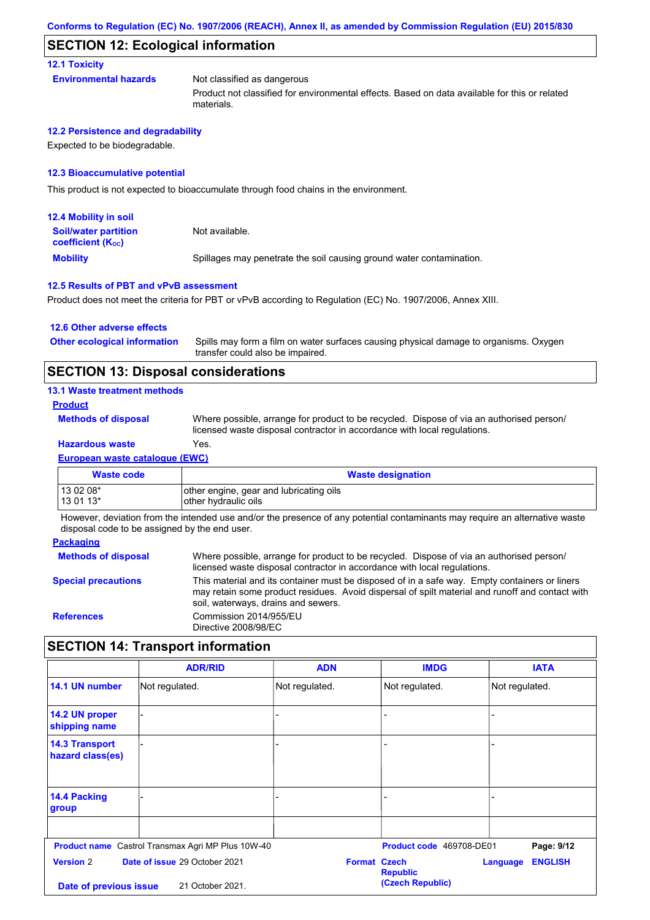## SECTION 12: Ecological information

### 12.1 Toxicity

**Environmental hazards** Not classified as dangerous

Product not classified for environmental effects. Based on data available for this or related materials.

### 12.2 Persistence and degradability

Expected to be biodegradable.

### 12.3 Bioaccumulative potential

This product is not expected to bioaccumulate through food chains in the environment.

### 12.4 Mobility in soil

**Soil/water partition coefficient ($K_{OC}$)** Not available.

**Mobility** Spillages may penetrate the soil causing ground water contamination.

### 12.5 Results of PBT and vPvB assessment

Product does not meet the criteria for PBT or vPvB according to Regulation (EC) No. 1907/2006, Annex XIII.

### 12.6 Other adverse effects

**Other ecological information** Spills may form a film on water surfaces causing physical damage to organisms. Oxygen transfer could also be impaired.

## SECTION 13: Disposal considerations

### 13.1 Waste treatment methods

**Product**

**Methods of disposal** Where possible, arrange for product to be recycled. Dispose of via an authorised person/ licensed waste disposal contractor in accordance with local regulations.

**Hazardous waste** Yes.

**European waste catalogue (EWC)**

| Waste code | Waste designation |
|---|---|
| 13 02 08* | other engine, gear and lubricating oils |
| 13 01 13* | other hydraulic oils |

However, deviation from the intended use and/or the presence of any potential contaminants may require an alternative waste disposal code to be assigned by the end user.

**Packaging**

**Methods of disposal** Where possible, arrange for product to be recycled. Dispose of via an authorised person/ licensed waste disposal contractor in accordance with local regulations.

**Special precautions** This material and its container must be disposed of in a safe way. Empty containers or liners may retain some product residues. Avoid dispersal of spilt material and runoff and contact with soil, waterways, drains and sewers.

**References** Commission 2014/955/EU
Directive 2008/98/EC

## SECTION 14: Transport information

| | ADR/RID | ADN | IMDG | IATA |
|---|---|---|---|---|
| 14.1 UN number | Not regulated. | Not regulated. | Not regulated. | Not regulated. |
| 14.2 UN proper shipping name | - | - | - | - |
| 14.3 Transport hazard class(es) | - | - | - | - |
| 14.4 Packing group | - | - | - | - |
| | | | | |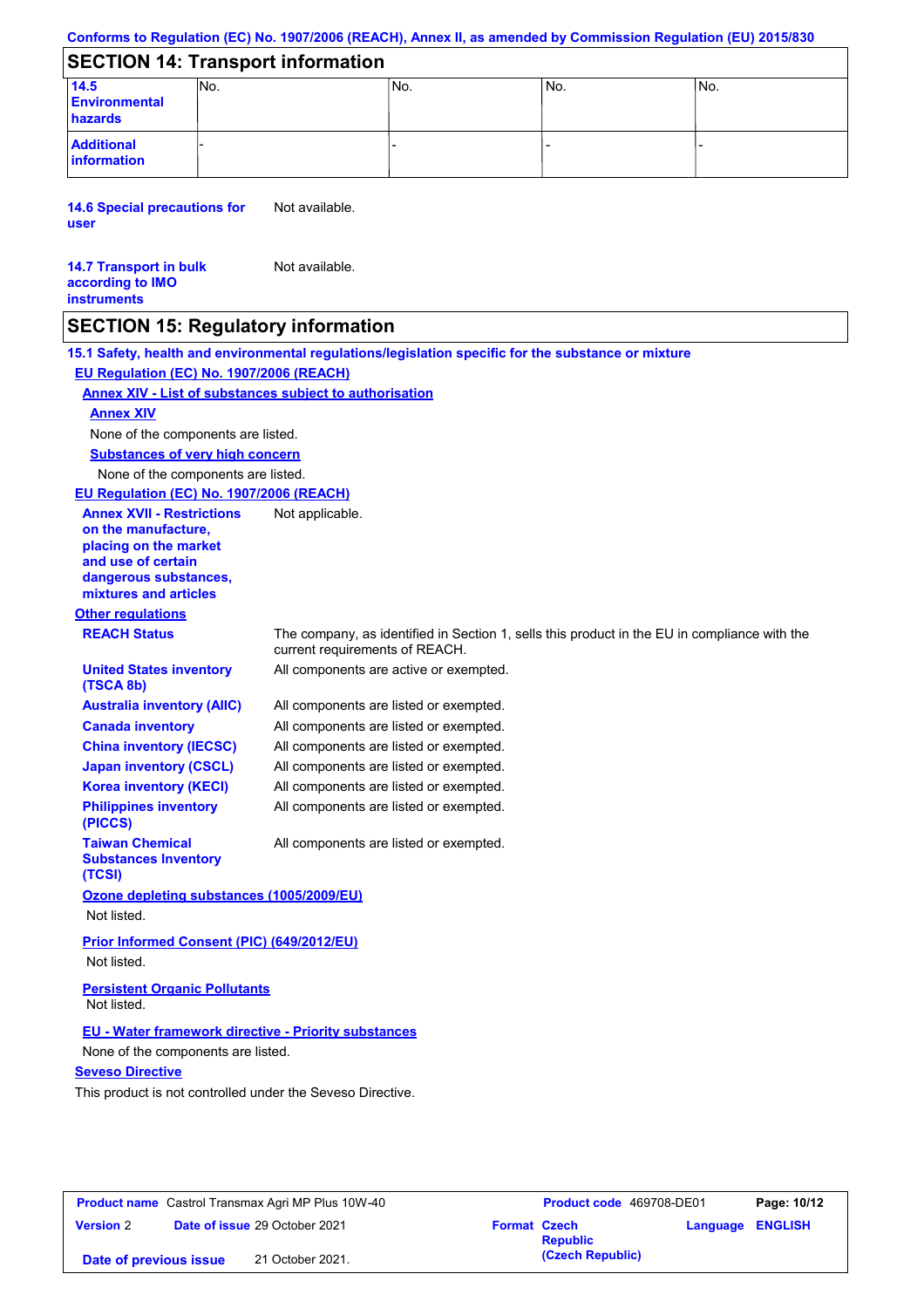## SECTION 14: Transport information

| | | | | |
|---|---|---|---|---|
| **14.5 Environmental hazards** | No. | No. | No. | No. |
| **Additional information** | - | - | - | - |

**14.6 Special precautions for user** Not available.

**14.7 Transport in bulk according to IMO instruments** Not available.

## SECTION 15: Regulatory information

**15.1 Safety, health and environmental regulations/legislation specific for the substance or mixture**

**EU Regulation (EC) No. 1907/2006 (REACH)**

**Annex XIV - List of substances subject to authorisation**

**Annex XIV**

None of the components are listed.

**Substances of very high concern**

None of the components are listed.

**EU Regulation (EC) No. 1907/2006 (REACH)**

**Annex XVII - Restrictions on the manufacture, placing on the market and use of certain dangerous substances, mixtures and articles** Not applicable.

**Other regulations**

**REACH Status** The company, as identified in Section 1, sells this product in the EU in compliance with the current requirements of REACH.

**United States inventory (TSCA 8b)** All components are active or exempted.

**Australia inventory (AIIC)** All components are listed or exempted.

**Canada inventory** All components are listed or exempted.

**China inventory (IECSC)** All components are listed or exempted.

**Japan inventory (CSCL)** All components are listed or exempted.

**Korea inventory (KECI)** All components are listed or exempted.

**Philippines inventory (PICCS)** All components are listed or exempted.

**Taiwan Chemical Substances Inventory (TCSI)** All components are listed or exempted.

**Ozone depleting substances (1005/2009/EU)**

Not listed.

**Prior Informed Consent (PIC) (649/2012/EU)**

Not listed.

**Persistent Organic Pollutants**

Not listed.

**EU - Water framework directive - Priority substances**

None of the components are listed.

**Seveso Directive**

This product is not controlled under the Seveso Directive.

| | | | |
|---|---|---|---|
| **Product name** Castrol Transmax Agri MP Plus 10W-40 | | **Product code** 469708-DE01 | **Page: 10/12** |
| **Version** 2 | **Date of issue** 29 October 2021 | **Format** Czech Republic (Czech Republic) | **Language** ENGLISH |
| **Date of previous issue** | 21 October 2021. | | |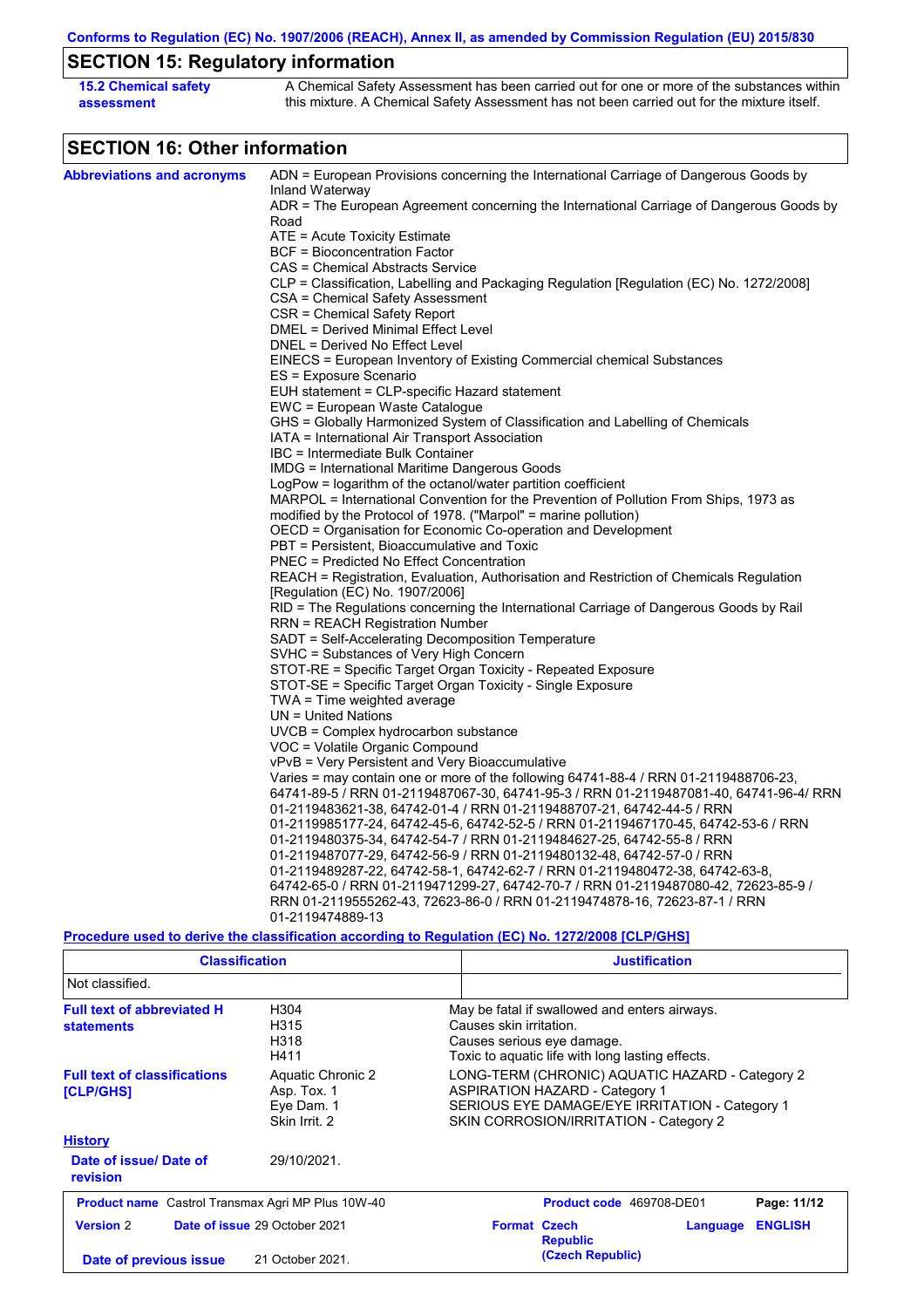## SECTION 15: Regulatory information

**15.2 Chemical safety assessment**

A Chemical Safety Assessment has been carried out for one or more of the substances within this mixture. A Chemical Safety Assessment has not been carried out for the mixture itself.

## SECTION 16: Other information

**Abbreviations and acronyms**

ADN = European Provisions concerning the International Carriage of Dangerous Goods by Inland Waterway
ADR = The European Agreement concerning the International Carriage of Dangerous Goods by Road
ATE = Acute Toxicity Estimate
BCF = Bioconcentration Factor
CAS = Chemical Abstracts Service
CLP = Classification, Labelling and Packaging Regulation [Regulation (EC) No. 1272/2008]
CSA = Chemical Safety Assessment
CSR = Chemical Safety Report
DMEL = Derived Minimal Effect Level
DNEL = Derived No Effect Level
EINECS = European Inventory of Existing Commercial chemical Substances
ES = Exposure Scenario
EUH statement = CLP-specific Hazard statement
EWC = European Waste Catalogue
GHS = Globally Harmonized System of Classification and Labelling of Chemicals
IATA = International Air Transport Association
IBC = Intermediate Bulk Container
IMDG = International Maritime Dangerous Goods
LogPow = logarithm of the octanol/water partition coefficient
MARPOL = International Convention for the Prevention of Pollution From Ships, 1973 as modified by the Protocol of 1978. ("Marpol" = marine pollution)
OECD = Organisation for Economic Co-operation and Development
PBT = Persistent, Bioaccumulative and Toxic
PNEC = Predicted No Effect Concentration
REACH = Registration, Evaluation, Authorisation and Restriction of Chemicals Regulation [Regulation (EC) No. 1907/2006]
RID = The Regulations concerning the International Carriage of Dangerous Goods by Rail
RRN = REACH Registration Number
SADT = Self-Accelerating Decomposition Temperature
SVHC = Substances of Very High Concern
STOT-RE = Specific Target Organ Toxicity - Repeated Exposure
STOT-SE = Specific Target Organ Toxicity - Single Exposure
TWA = Time weighted average
UN = United Nations
UVCB = Complex hydrocarbon substance
VOC = Volatile Organic Compound
vPvB = Very Persistent and Very Bioaccumulative
Varies = may contain one or more of the following 64741-88-4 / RRN 01-2119488706-23, 64741-89-5 / RRN 01-2119487067-30, 64741-95-3 / RRN 01-2119487081-40, 64741-96-4/ RRN 01-2119483621-38, 64742-01-4 / RRN 01-2119488707-21, 64742-44-5 / RRN 01-2119985177-24, 64742-45-6, 64742-52-5 / RRN 01-2119467170-45, 64742-53-6 / RRN 01-2119480375-34, 64742-54-7 / RRN 01-2119484627-25, 64742-55-8 / RRN 01-2119487077-29, 64742-56-9 / RRN 01-2119480132-48, 64742-57-0 / RRN 01-2119489287-22, 64742-58-1, 64742-62-7 / RRN 01-2119480472-38, 64742-63-8, 64742-65-0 / RRN 01-2119471299-27, 64742-70-7 / RRN 01-2119487080-42, 72623-85-9 / RRN 01-2119555262-43, 72623-86-0 / RRN 01-2119474878-16, 72623-87-1 / RRN 01-2119474889-13

**Procedure used to derive the classification according to Regulation (EC) No. 1272/2008 [CLP/GHS]**

| Classification | Justification |
| --- | --- |
| Not classified. | |

**Full text of abbreviated H statements**

| | |
| --- | --- |
| H304 | May be fatal if swallowed and enters airways. |
| H315 | Causes skin irritation. |
| H318 | Causes serious eye damage. |
| H411 | Toxic to aquatic life with long lasting effects. |

**Full text of classifications [CLP/GHS]**

| | |
| --- | --- |
| Aquatic Chronic 2 | LONG-TERM (CHRONIC) AQUATIC HAZARD - Category 2 |
| Asp. Tox. 1 | ASPIRATION HAZARD - Category 1 |
| Eye Dam. 1 | SERIOUS EYE DAMAGE/EYE IRRITATION - Category 1 |
| Skin Irrit. 2 | SKIN CORROSION/IRRITATION - Category 2 |

**History**

**Date of issue/ Date of revision:** 29/10/2021.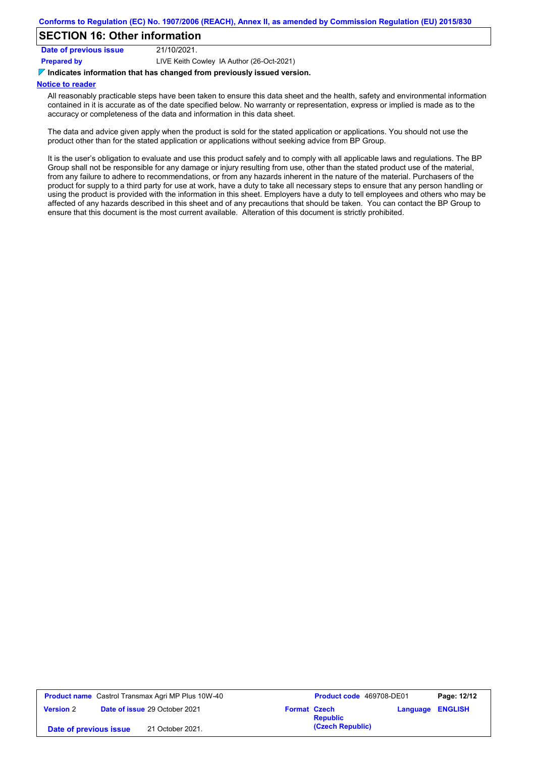## SECTION 16: Other information

**Date of previous issue** 21/10/2021.

**Prepared by** LIVE Keith Cowley IA Author (26-Oct-2021)

**Indicates information that has changed from previously issued version.**

**Notice to reader**

All reasonably practicable steps have been taken to ensure this data sheet and the health, safety and environmental information contained in it is accurate as of the date specified below. No warranty or representation, express or implied is made as to the accuracy or completeness of the data and information in this data sheet.

The data and advice given apply when the product is sold for the stated application or applications. You should not use the product other than for the stated application or applications without seeking advice from BP Group.

It is the user's obligation to evaluate and use this product safely and to comply with all applicable laws and regulations. The BP Group shall not be responsible for any damage or injury resulting from use, other than the stated product use of the material, from any failure to adhere to recommendations, or from any hazards inherent in the nature of the material. Purchasers of the product for supply to a third party for use at work, have a duty to take all necessary steps to ensure that any person handling or using the product is provided with the information in this sheet. Employers have a duty to tell employees and others who may be affected of any hazards described in this sheet and of any precautions that should be taken. You can contact the BP Group to ensure that this document is the most current available. Alteration of this document is strictly prohibited.